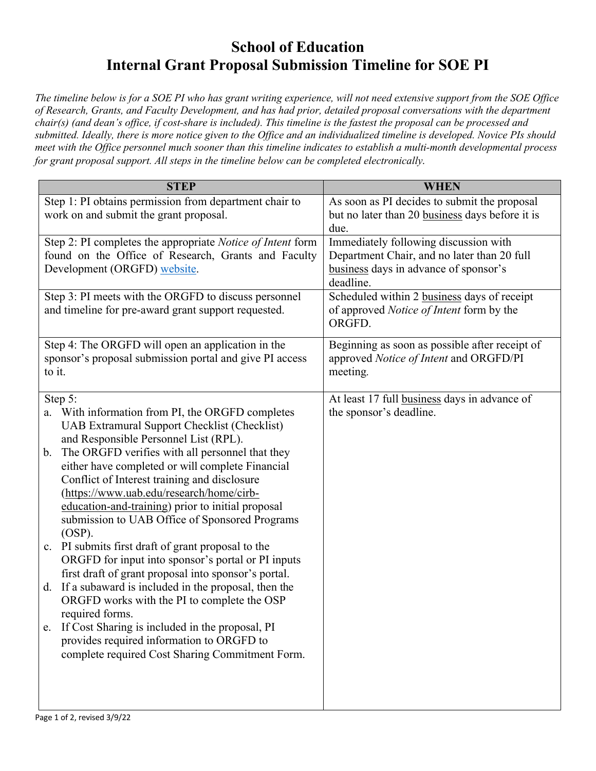# School of Education
# Internal Grant Proposal Submission Timeline for SOE PI

*The timeline below is for a SOE PI who has grant writing experience, will not need extensive support from the SOE Office of Research, Grants, and Faculty Development, and has had prior, detailed proposal conversations with the department chair(s) (and dean's office, if cost-share is included). This timeline is the fastest the proposal can be processed and submitted. Ideally, there is more notice given to the Office and an individualized timeline is developed. Novice PIs should meet with the Office personnel much sooner than this timeline indicates to establish a multi-month developmental process for grant proposal support. All steps in the timeline below can be completed electronically.*

| STEP | WHEN |
|---|---|
| Step 1: PI obtains permission from department chair to work on and submit the grant proposal. | As soon as PI decides to submit the proposal but no later than 20 business days before it is due. |
| Step 2: PI completes the appropriate *Notice of Intent* form found on the Office of Research, Grants and Faculty Development (ORGFD) website. | Immediately following discussion with Department Chair, and no later than 20 full business days in advance of sponsor's deadline. |
| Step 3: PI meets with the ORGFD to discuss personnel and timeline for pre-award grant support requested. | Scheduled within 2 business days of receipt of approved *Notice of Intent* form by the ORGFD. |
| Step 4: The ORGFD will open an application in the sponsor's proposal submission portal and give PI access to it. | Beginning as soon as possible after receipt of approved *Notice of Intent* and ORGFD/PI meeting. |
| Step 5:<br>a. With information from PI, the ORGFD completes UAB Extramural Support Checklist (Checklist) and Responsible Personnel List (RPL).<br>b. The ORGFD verifies with all personnel that they either have completed or will complete Financial Conflict of Interest training and disclosure (https://www.uab.edu/research/home/cirb-education-and-training) prior to initial proposal submission to UAB Office of Sponsored Programs (OSP).<br>c. PI submits first draft of grant proposal to the ORGFD for input into sponsor's portal or PI inputs first draft of grant proposal into sponsor's portal.<br>d. If a subaward is included in the proposal, then the ORGFD works with the PI to complete the OSP required forms.<br>e. If Cost Sharing is included in the proposal, PI provides required information to ORGFD to complete required Cost Sharing Commitment Form. | At least 17 full business days in advance of the sponsor's deadline. |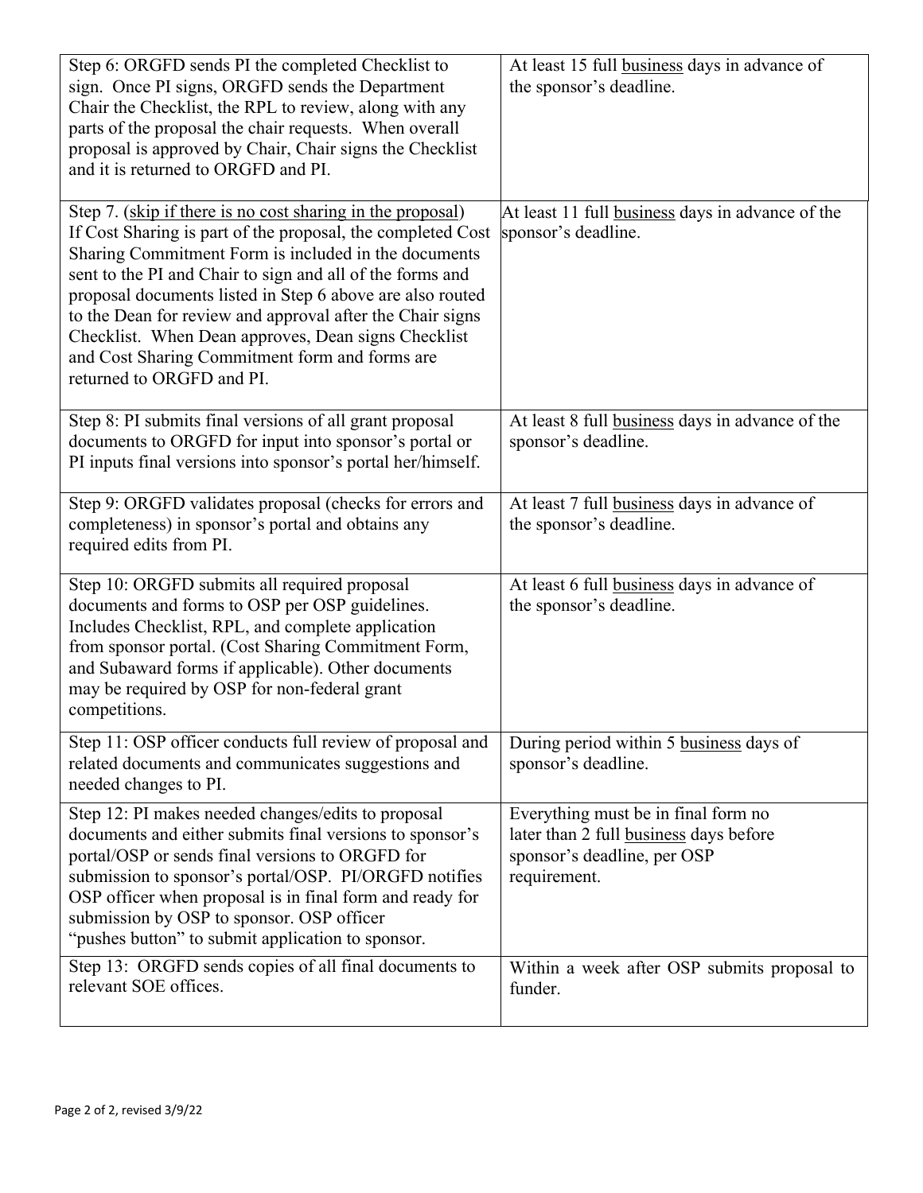| | |
|---|---|
| Step 6: ORGFD sends PI the completed Checklist to sign. Once PI signs, ORGFD sends the Department Chair the Checklist, the RPL to review, along with any parts of the proposal the chair requests. When overall proposal is approved by Chair, Chair signs the Checklist and it is returned to ORGFD and PI. | At least 15 full business days in advance of the sponsor's deadline. |
| Step 7. (skip if there is no cost sharing in the proposal) If Cost Sharing is part of the proposal, the completed Cost Sharing Commitment Form is included in the documents sent to the PI and Chair to sign and all of the forms and proposal documents listed in Step 6 above are also routed to the Dean for review and approval after the Chair signs Checklist. When Dean approves, Dean signs Checklist and Cost Sharing Commitment form and forms are returned to ORGFD and PI. | At least 11 full business days in advance of the sponsor's deadline. |
| Step 8: PI submits final versions of all grant proposal documents to ORGFD for input into sponsor's portal or PI inputs final versions into sponsor's portal her/himself. | At least 8 full business days in advance of the sponsor's deadline. |
| Step 9: ORGFD validates proposal (checks for errors and completeness) in sponsor's portal and obtains any required edits from PI. | At least 7 full business days in advance of the sponsor's deadline. |
| Step 10: ORGFD submits all required proposal documents and forms to OSP per OSP guidelines. Includes Checklist, RPL, and complete application from sponsor portal. (Cost Sharing Commitment Form, and Subaward forms if applicable). Other documents may be required by OSP for non-federal grant competitions. | At least 6 full business days in advance of the sponsor's deadline. |
| Step 11: OSP officer conducts full review of proposal and related documents and communicates suggestions and needed changes to PI. | During period within 5 business days of sponsor's deadline. |
| Step 12: PI makes needed changes/edits to proposal documents and either submits final versions to sponsor's portal/OSP or sends final versions to ORGFD for submission to sponsor's portal/OSP. PI/ORGFD notifies OSP officer when proposal is in final form and ready for submission by OSP to sponsor. OSP officer "pushes button" to submit application to sponsor. | Everything must be in final form no later than 2 full business days before sponsor's deadline, per OSP requirement. |
| Step 13: ORGFD sends copies of all final documents to relevant SOE offices. | Within a week after OSP submits proposal to funder. |

revised 3/9/22